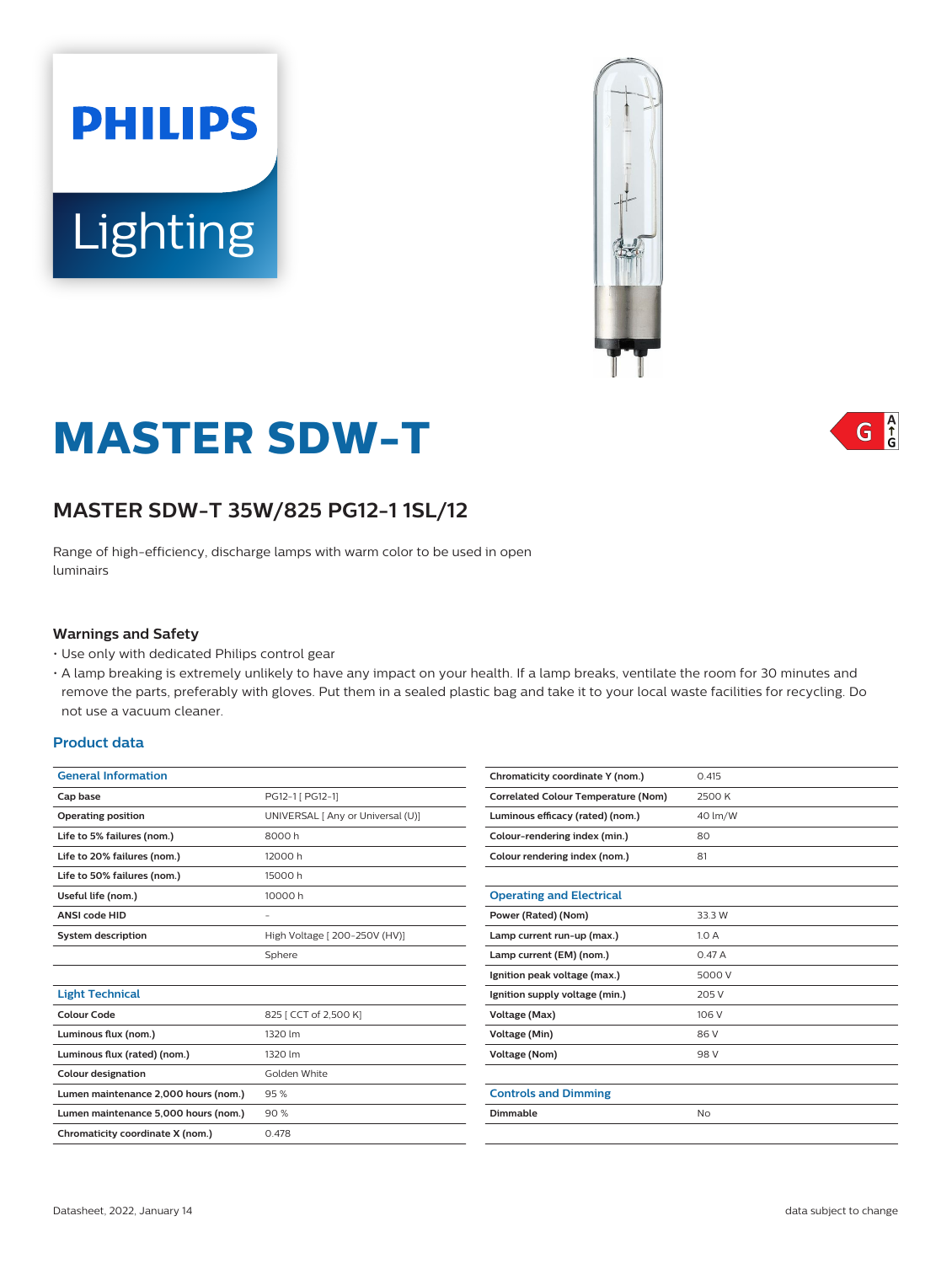# MASTER SDW-T

## MASTER SDW-T 35W/825 PG12-1 1SL/12

Range of high-efficiency, discharge lamps with warm color to be used in open luminairs

### Warnings and Safety

- Use only with dedicated Philips control gear
- A lamp breaking is extremely unlikely to have any impact on your health. If a lamp breaks, ventilate the room for 30 minutes and remove the parts, preferably with gloves. Put them in a sealed plastic bag and take it to your local waste facilities for recycling. Do not use a vacuum cleaner.

### Product data

| General Information | |
|---|---|
| Cap base | PG12-1 [ PG12-1] |
| Operating position | UNIVERSAL [ Any or Universal (U)] |
| Life to 5% failures (nom.) | 8000 h |
| Life to 20% failures (nom.) | 12000 h |
| Life to 50% failures (nom.) | 15000 h |
| Useful life (nom.) | 10000 h |
| ANSI code HID | - |
| System description | High Voltage [ 200-250V (HV)] |
| | Sphere |

| Light Technical | |
|---|---|
| Colour Code | 825 [ CCT of 2,500 K] |
| Luminous flux (nom.) | 1320 lm |
| Luminous flux (rated) (nom.) | 1320 lm |
| Colour designation | Golden White |
| Lumen maintenance 2,000 hours (nom.) | 95 % |
| Lumen maintenance 5,000 hours (nom.) | 90 % |
| Chromaticity coordinate X (nom.) | 0.478 |
| Chromaticity coordinate Y (nom.) | 0.415 |
| Correlated Colour Temperature (Nom) | 2500 K |
| Luminous efficacy (rated) (nom.) | 40 lm/W |
| Colour-rendering index (min.) | 80 |
| Colour rendering index (nom.) | 81 |

| Operating and Electrical | |
|---|---|
| Power (Rated) (Nom) | 33.3 W |
| Lamp current run-up (max.) | 1.0 A |
| Lamp current (EM) (nom.) | 0.47 A |
| Ignition peak voltage (max.) | 5000 V |
| Ignition supply voltage (min.) | 205 V |
| Voltage (Max) | 106 V |
| Voltage (Min) | 86 V |
| Voltage (Nom) | 98 V |

| Controls and Dimming | |
|---|---|
| Dimmable | No |

Datasheet, 2022, January 14

data subject to change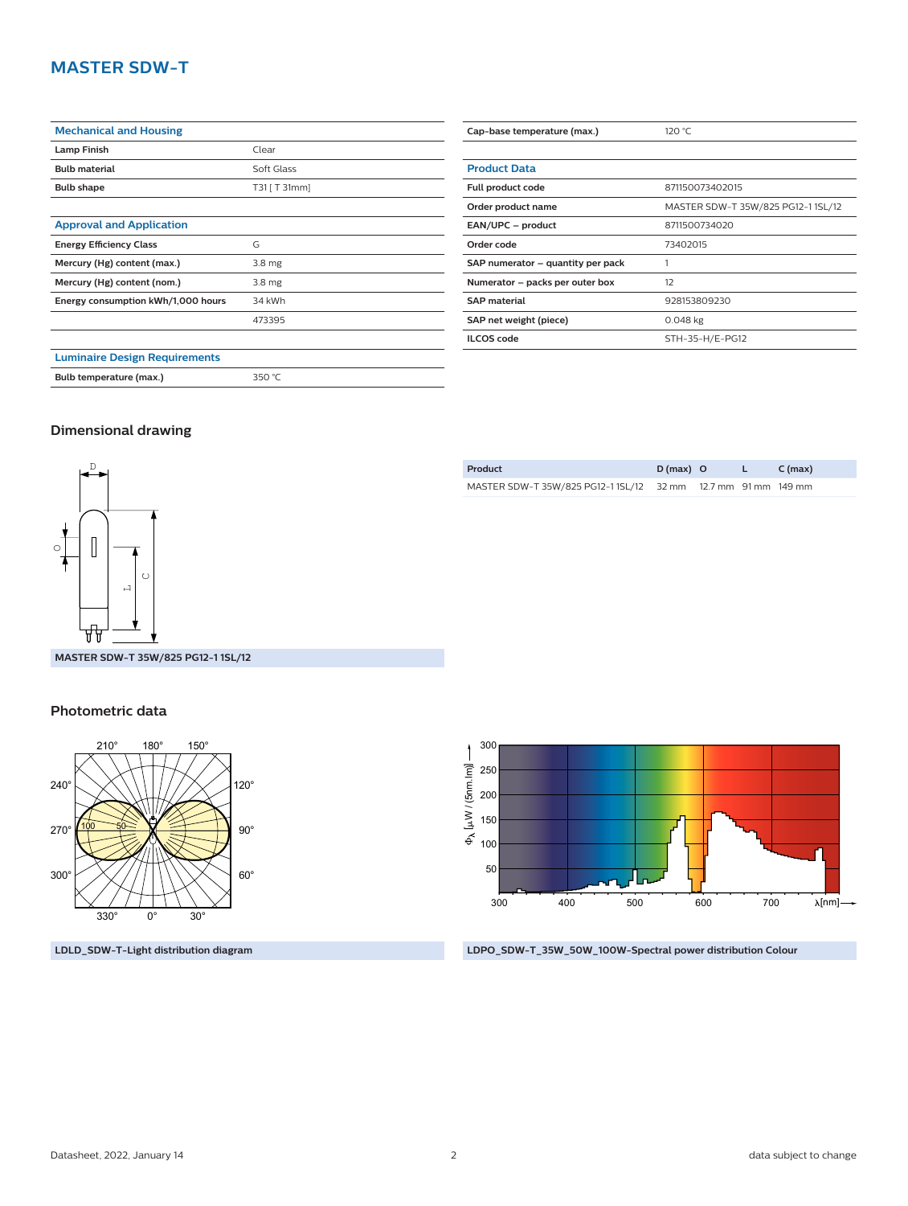# MASTER SDW-T

| Mechanical and Housing | |
|---|---|
| Lamp Finish | Clear |
| Bulb material | Soft Glass |
| Bulb shape | T31 [ T 31mm] |

| Approval and Application | |
|---|---|
| Energy Efficiency Class | G |
| Mercury (Hg) content (max.) | 3.8 mg |
| Mercury (Hg) content (nom.) | 3.8 mg |
| Energy consumption kWh/1,000 hours | 34 kWh |
| | 473395 |

| Luminaire Design Requirements | |
|---|---|
| Bulb temperature (max.) | 350 °C |
| Cap-base temperature (max.) | 120 °C |

| Product Data | |
|---|---|
| Full product code | 871150073402015 |
| Order product name | MASTER SDW-T 35W/825 PG12-1 1SL/12 |
| EAN/UPC – product | 8711500734020 |
| Order code | 73402015 |
| SAP numerator – quantity per pack | 1 |
| Numerator – packs per outer box | 12 |
| SAP material | 928153809230 |
| SAP net weight (piece) | 0.048 kg |
| ILCOS code | STH-35-H/E-PG12 |

## Dimensional drawing

| Product | D (max) | O | L | C (max) |
|---|---|---|---|---|
| MASTER SDW-T 35W/825 PG12-1 1SL/12 | 32 mm | 12.7 mm | 91 mm | 149 mm |

MASTER SDW-T 35W/825 PG12-1 1SL/12

## Photometric data

LDLD_SDW-T-Light distribution diagram

LDPO_SDW-T_35W_50W_100W-Spectral power distribution Colour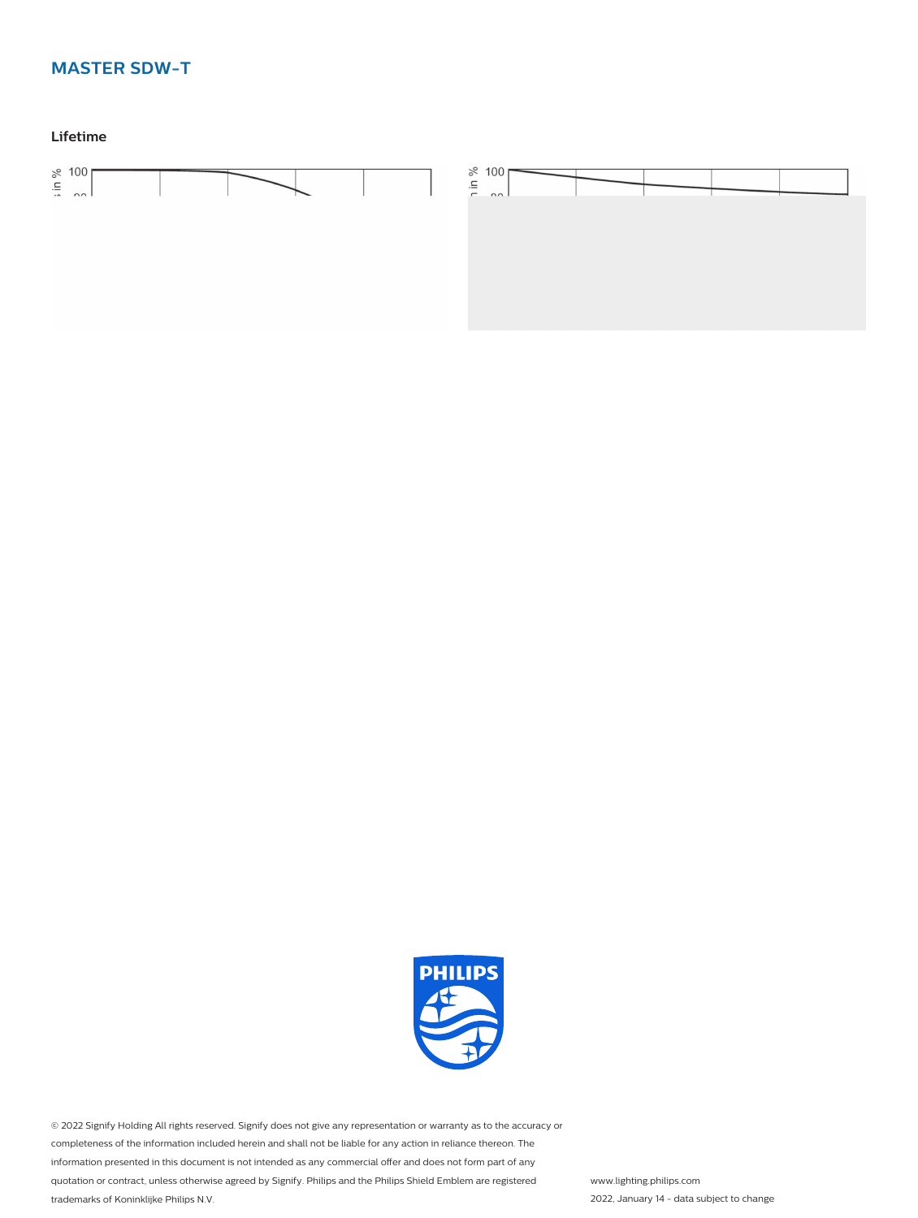# MASTER SDW-T

## Lifetime

% 100
% 100

© 2022 Signify Holding All rights reserved. Signify does not give any representation or warranty as to the accuracy or completeness of the information included herein and shall not be liable for any action in reliance thereon. The information presented in this document is not intended as any commercial offer and does not form part of any quotation or contract, unless otherwise agreed by Signify. Philips and the Philips Shield Emblem are registered trademarks of Koninklijke Philips N.V.

www.lighting.philips.com

2022, January 14 - data subject to change